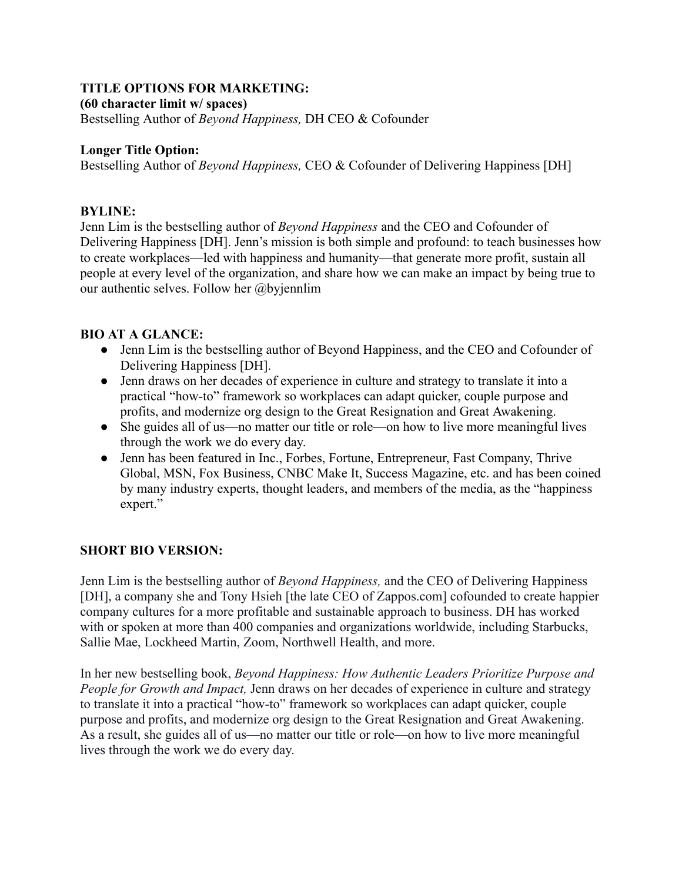**TITLE OPTIONS FOR MARKETING:**
**(60 character limit w/ spaces)**
Bestselling Author of *Beyond Happiness,* DH CEO & Cofounder

**Longer Title Option:**
Bestselling Author of *Beyond Happiness,* CEO & Cofounder of Delivering Happiness [DH]

**BYLINE:**
Jenn Lim is the bestselling author of *Beyond Happiness* and the CEO and Cofounder of Delivering Happiness [DH]. Jenn's mission is both simple and profound: to teach businesses how to create workplaces—led with happiness and humanity—that generate more profit, sustain all people at every level of the organization, and share how we can make an impact by being true to our authentic selves. Follow her @byjennlim

**BIO AT A GLANCE:**

- Jenn Lim is the bestselling author of Beyond Happiness, and the CEO and Cofounder of Delivering Happiness [DH].
- Jenn draws on her decades of experience in culture and strategy to translate it into a practical "how-to" framework so workplaces can adapt quicker, couple purpose and profits, and modernize org design to the Great Resignation and Great Awakening.
- She guides all of us—no matter our title or role—on how to live more meaningful lives through the work we do every day.
- Jenn has been featured in Inc., Forbes, Fortune, Entrepreneur, Fast Company, Thrive Global, MSN, Fox Business, CNBC Make It, Success Magazine, etc. and has been coined by many industry experts, thought leaders, and members of the media, as the "happiness expert."

**SHORT BIO VERSION:**

Jenn Lim is the bestselling author of *Beyond Happiness,* and the CEO of Delivering Happiness [DH], a company she and Tony Hsieh [the late CEO of Zappos.com] cofounded to create happier company cultures for a more profitable and sustainable approach to business. DH has worked with or spoken at more than 400 companies and organizations worldwide, including Starbucks, Sallie Mae, Lockheed Martin, Zoom, Northwell Health, and more.

In her new bestselling book, *Beyond Happiness: How Authentic Leaders Prioritize Purpose and People for Growth and Impact,* Jenn draws on her decades of experience in culture and strategy to translate it into a practical "how-to" framework so workplaces can adapt quicker, couple purpose and profits, and modernize org design to the Great Resignation and Great Awakening. As a result, she guides all of us—no matter our title or role—on how to live more meaningful lives through the work we do every day.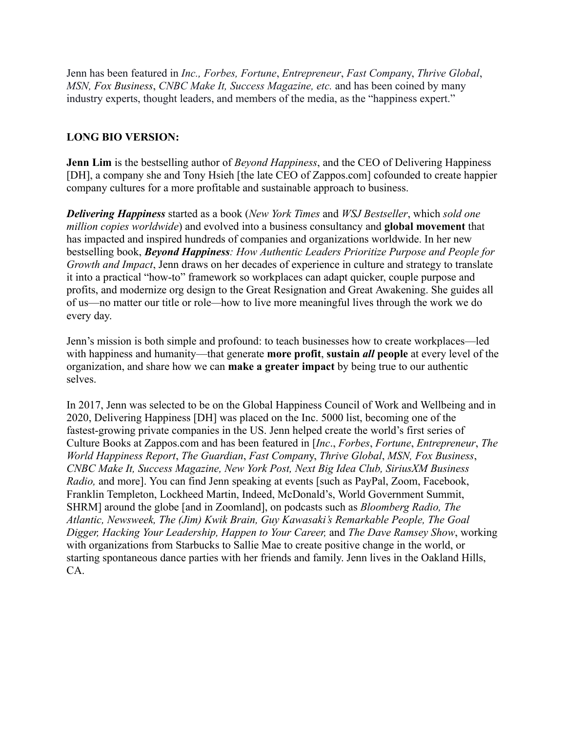Jenn has been featured in *Inc., Forbes, Fortune*, *Entrepreneur*, *Fast Company*, *Thrive Global*, *MSN, Fox Business*, *CNBC Make It, Success Magazine, etc.* and has been coined by many industry experts, thought leaders, and members of the media, as the "happiness expert."

**LONG BIO VERSION:**

**Jenn Lim** is the bestselling author of *Beyond Happiness*, and the CEO of Delivering Happiness [DH], a company she and Tony Hsieh [the late CEO of Zappos.com] cofounded to create happier company cultures for a more profitable and sustainable approach to business.

***Delivering Happiness*** started as a book (*New York Times* and *WSJ Bestseller*, which *sold one million copies worldwide*) and evolved into a business consultancy and **global movement** that has impacted and inspired hundreds of companies and organizations worldwide. In her new bestselling book, ***Beyond Happiness****: How Authentic Leaders Prioritize Purpose and People for Growth and Impact*, Jenn draws on her decades of experience in culture and strategy to translate it into a practical "how-to" framework so workplaces can adapt quicker, couple purpose and profits, and modernize org design to the Great Resignation and Great Awakening. She guides all of us—no matter our title or role—how to live more meaningful lives through the work we do every day.

Jenn's mission is both simple and profound: to teach businesses how to create workplaces—led with happiness and humanity—that generate **more profit**, **sustain *all* people** at every level of the organization, and share how we can **make a greater impact** by being true to our authentic selves.

In 2017, Jenn was selected to be on the Global Happiness Council of Work and Wellbeing and in 2020, Delivering Happiness [DH] was placed on the Inc. 5000 list, becoming one of the fastest-growing private companies in the US. Jenn helped create the world's first series of Culture Books at Zappos.com and has been featured in [*Inc*., *Forbes*, *Fortune*, *Entrepreneur*, *The World Happiness Report*, *The Guardian*, *Fast Company*, *Thrive Global*, *MSN, Fox Business*, *CNBC Make It, Success Magazine, New York Post, Next Big Idea Club, SiriusXM Business Radio,* and more]. You can find Jenn speaking at events [such as PayPal, Zoom, Facebook, Franklin Templeton, Lockheed Martin, Indeed, McDonald's, World Government Summit, SHRM] around the globe [and in Zoomland], on podcasts such as *Bloomberg Radio, The Atlantic, Newsweek, The (Jim) Kwik Brain, Guy Kawasaki's Remarkable People, The Goal Digger, Hacking Your Leadership, Happen to Your Career,* and *The Dave Ramsey Show*, working with organizations from Starbucks to Sallie Mae to create positive change in the world, or starting spontaneous dance parties with her friends and family. Jenn lives in the Oakland Hills, CA.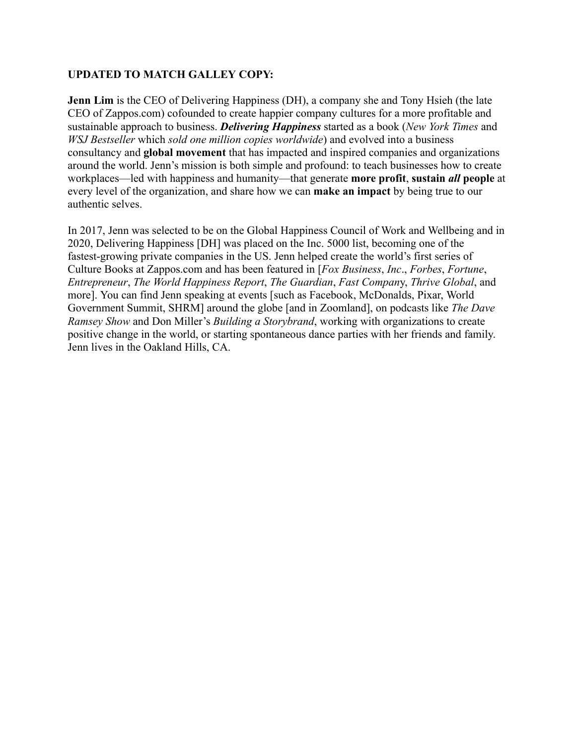**UPDATED TO MATCH GALLEY COPY:**

**Jenn Lim** is the CEO of Delivering Happiness (DH), a company she and Tony Hsieh (the late CEO of Zappos.com) cofounded to create happier company cultures for a more profitable and sustainable approach to business. ***Delivering Happiness*** started as a book (*New York Times* and *WSJ Bestseller* which *sold one million copies worldwide*) and evolved into a business consultancy and **global movement** that has impacted and inspired companies and organizations around the world. Jenn's mission is both simple and profound: to teach businesses how to create workplaces—led with happiness and humanity—that generate **more profit**, **sustain *all* people** at every level of the organization, and share how we can **make an impact** by being true to our authentic selves.

In 2017, Jenn was selected to be on the Global Happiness Council of Work and Wellbeing and in 2020, Delivering Happiness [DH] was placed on the Inc. 5000 list, becoming one of the fastest-growing private companies in the US. Jenn helped create the world's first series of Culture Books at Zappos.com and has been featured in [*Fox Business*, *Inc*., *Forbes*, *Fortune*, *Entrepreneur*, *The World Happiness Report*, *The Guardian*, *Fast Compan*y, *Thrive Global*, and more]. You can find Jenn speaking at events [such as Facebook, McDonalds, Pixar, World Government Summit, SHRM] around the globe [and in Zoomland], on podcasts like *The Dave Ramsey Show* and Don Miller's *Building a Storybrand*, working with organizations to create positive change in the world, or starting spontaneous dance parties with her friends and family. Jenn lives in the Oakland Hills, CA.